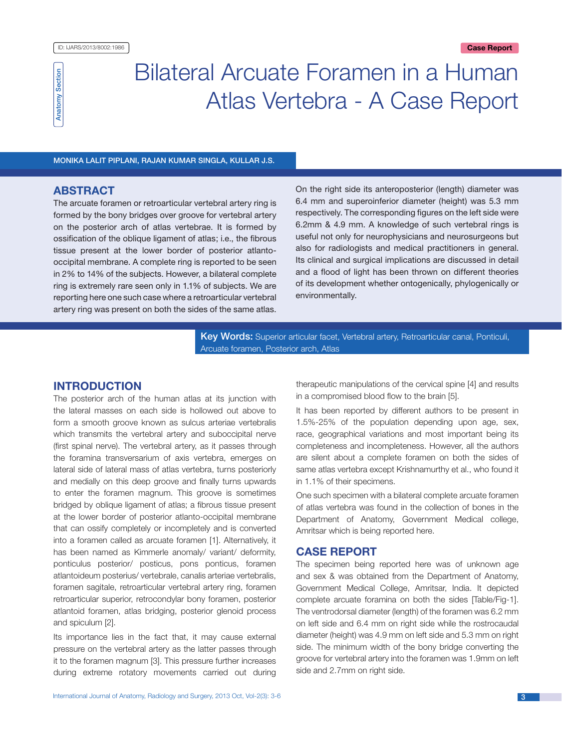ID: IJARS/2013/8002:1986

Anatomy Section

Case Report

# Bilateral Arcuate Foramen in a Human Atlas Vertebra - A Case Report

MONIKA LALIT PIPLANI, RAJAN KUMAR SINGLA, KULLAR J.S.

## ABSTRACT

The arcuate foramen or retroarticular vertebral artery ring is formed by the bony bridges over groove for vertebral artery on the posterior arch of atlas vertebrae. It is formed by ossification of the oblique ligament of atlas; i.e., the fibrous tissue present at the lower border of posterior atlanto-occipital membrane. A complete ring is reported to be seen in 2% to 14% of the subjects. However, a bilateral complete ring is extremely rare seen only in 1.1% of subjects. We are reporting here one such case where a retroarticular vertebral artery ring was present on both the sides of the same atlas. On the right side its anteroposterior (length) diameter was 6.4 mm and superoinferior diameter (height) was 5.3 mm respectively. The corresponding figures on the left side were 6.2mm & 4.9 mm. A knowledge of such vertebral rings is useful not only for neurophysicians and neurosurgeons but also for radiologists and medical practitioners in general. Its clinical and surgical implications are discussed in detail and a flood of light has been thrown on different theories of its development whether ontogenically, phylogenically or environmentally.

**Key Words:** Superior articular facet, Vertebral artery, Retroarticular canal, Ponticuli, Arcuate foramen, Posterior arch, Atlas

## INTRODUCTION

The posterior arch of the human atlas at its junction with the lateral masses on each side is hollowed out above to form a smooth groove known as sulcus arteriae vertebralis which transmits the vertebral artery and suboccipital nerve (first spinal nerve). The vertebral artery, as it passes through the foramina transversarium of axis vertebra, emerges on lateral side of lateral mass of atlas vertebra, turns posteriorly and medially on this deep groove and finally turns upwards to enter the foramen magnum. This groove is sometimes bridged by oblique ligament of atlas; a fibrous tissue present at the lower border of posterior atlanto-occipital membrane that can ossify completely or incompletely and is converted into a foramen called as arcuate foramen [1]. Alternatively, it has been named as Kimmerle anomaly/ variant/ deformity, ponticulus posterior/ posticus, pons ponticus, foramen atlantoideum posterius/ vertebrale, canalis arteriae vertebralis, foramen sagitale, retroarticular vertebral artery ring, foramen retroarticular superior, retrocondylar bony foramen, posterior atlantoid foramen, atlas bridging, posterior glenoid process and spiculum [2].

Its importance lies in the fact that, it may cause external pressure on the vertebral artery as the latter passes through it to the foramen magnum [3]. This pressure further increases during extreme rotatory movements carried out during therapeutic manipulations of the cervical spine [4] and results in a compromised blood flow to the brain [5].

It has been reported by different authors to be present in 1.5%-25% of the population depending upon age, sex, race, geographical variations and most important being its completeness and incompleteness. However, all the authors are silent about a complete foramen on both the sides of same atlas vertebra except Krishnamurthy et al., who found it in 1.1% of their specimens.

One such specimen with a bilateral complete arcuate foramen of atlas vertebra was found in the collection of bones in the Department of Anatomy, Government Medical college, Amritsar which is being reported here.

## CASE REPORT

The specimen being reported here was of unknown age and sex & was obtained from the Department of Anatomy, Government Medical College, Amritsar, India. It depicted complete arcuate foramina on both the sides [Table/Fig-1]. The ventrodorsal diameter (length) of the foramen was 6.2 mm on left side and 6.4 mm on right side while the rostrocaudal diameter (height) was 4.9 mm on left side and 5.3 mm on right side. The minimum width of the bony bridge converting the groove for vertebral artery into the foramen was 1.9mm on left side and 2.7mm on right side.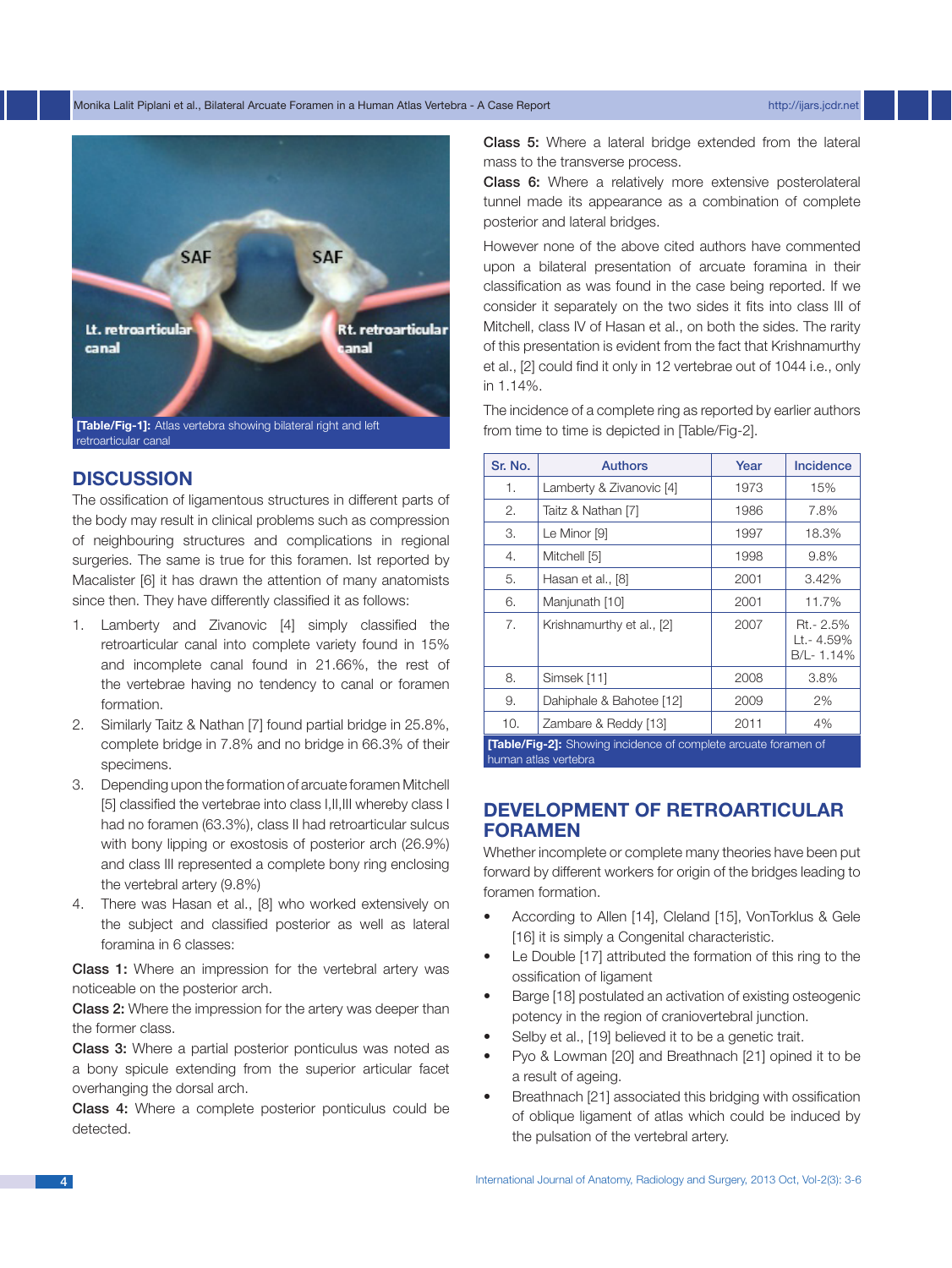[Table/Fig-1]: Atlas vertebra showing bilateral right and left retroarticular canal

## DISCUSSION

The ossification of ligamentous structures in different parts of the body may result in clinical problems such as compression of neighbouring structures and complications in regional surgeries. The same is true for this foramen. Ist reported by Macalister [6] it has drawn the attention of many anatomists since then. They have differently classified it as follows:

1. Lamberty and Zivanovic [4] simply classified the retroarticular canal into complete variety found in 15% and incomplete canal found in 21.66%, the rest of the vertebrae having no tendency to canal or foramen formation.
2. Similarly Taitz & Nathan [7] found partial bridge in 25.8%, complete bridge in 7.8% and no bridge in 66.3% of their specimens.
3. Depending upon the formation of arcuate foramen Mitchell [5] classified the vertebrae into class I,II,III whereby class I had no foramen (63.3%), class II had retroarticular sulcus with bony lipping or exostosis of posterior arch (26.9%) and class III represented a complete bony ring enclosing the vertebral artery (9.8%)
4. There was Hasan et al., [8] who worked extensively on the subject and classified posterior as well as lateral foramina in 6 classes:

**Class 1:** Where an impression for the vertebral artery was noticeable on the posterior arch.

**Class 2:** Where the impression for the artery was deeper than the former class.

**Class 3:** Where a partial posterior ponticulus was noted as a bony spicule extending from the superior articular facet overhanging the dorsal arch.

**Class 4:** Where a complete posterior ponticulus could be detected.

**Class 5:** Where a lateral bridge extended from the lateral mass to the transverse process.

**Class 6:** Where a relatively more extensive posterolateral tunnel made its appearance as a combination of complete posterior and lateral bridges.

However none of the above cited authors have commented upon a bilateral presentation of arcuate foramina in their classification as was found in the case being reported. If we consider it separately on the two sides it fits into class III of Mitchell, class IV of Hasan et al., on both the sides. The rarity of this presentation is evident from the fact that Krishnamurthy et al., [2] could find it only in 12 vertebrae out of 1044 i.e., only in 1.14%.

The incidence of a complete ring as reported by earlier authors from time to time is depicted in [Table/Fig-2].

| Sr. No. | Authors | Year | Incidence |
|---|---|---|---|
| 1. | Lamberty & Zivanovic [4] | 1973 | 15% |
| 2. | Taitz & Nathan [7] | 1986 | 7.8% |
| 3. | Le Minor [9] | 1997 | 18.3% |
| 4. | Mitchell [5] | 1998 | 9.8% |
| 5. | Hasan et al., [8] | 2001 | 3.42% |
| 6. | Manjunath [10] | 2001 | 11.7% |
| 7. | Krishnamurthy et al., [2] | 2007 | Rt.- 2.5% Lt.- 4.59% B/L- 1.14% |
| 8. | Simsek [11] | 2008 | 3.8% |
| 9. | Dahiphale & Bahotee [12] | 2009 | 2% |
| 10. | Zambare & Reddy [13] | 2011 | 4% |

[Table/Fig-2]: Showing incidence of complete arcuate foramen of human atlas vertebra

## DEVELOPMENT OF RETROARTICULAR FORAMEN

Whether incomplete or complete many theories have been put forward by different workers for origin of the bridges leading to foramen formation.

- According to Allen [14], Cleland [15], VonTorklus & Gele [16] it is simply a Congenital characteristic.
- Le Double [17] attributed the formation of this ring to the ossification of ligament
- Barge [18] postulated an activation of existing osteogenic potency in the region of craniovertebral junction.
- Selby et al., [19] believed it to be a genetic trait.
- Pyo & Lowman [20] and Breathnach [21] opined it to be a result of ageing.
- Breathnach [21] associated this bridging with ossification of oblique ligament of atlas which could be induced by the pulsation of the vertebral artery.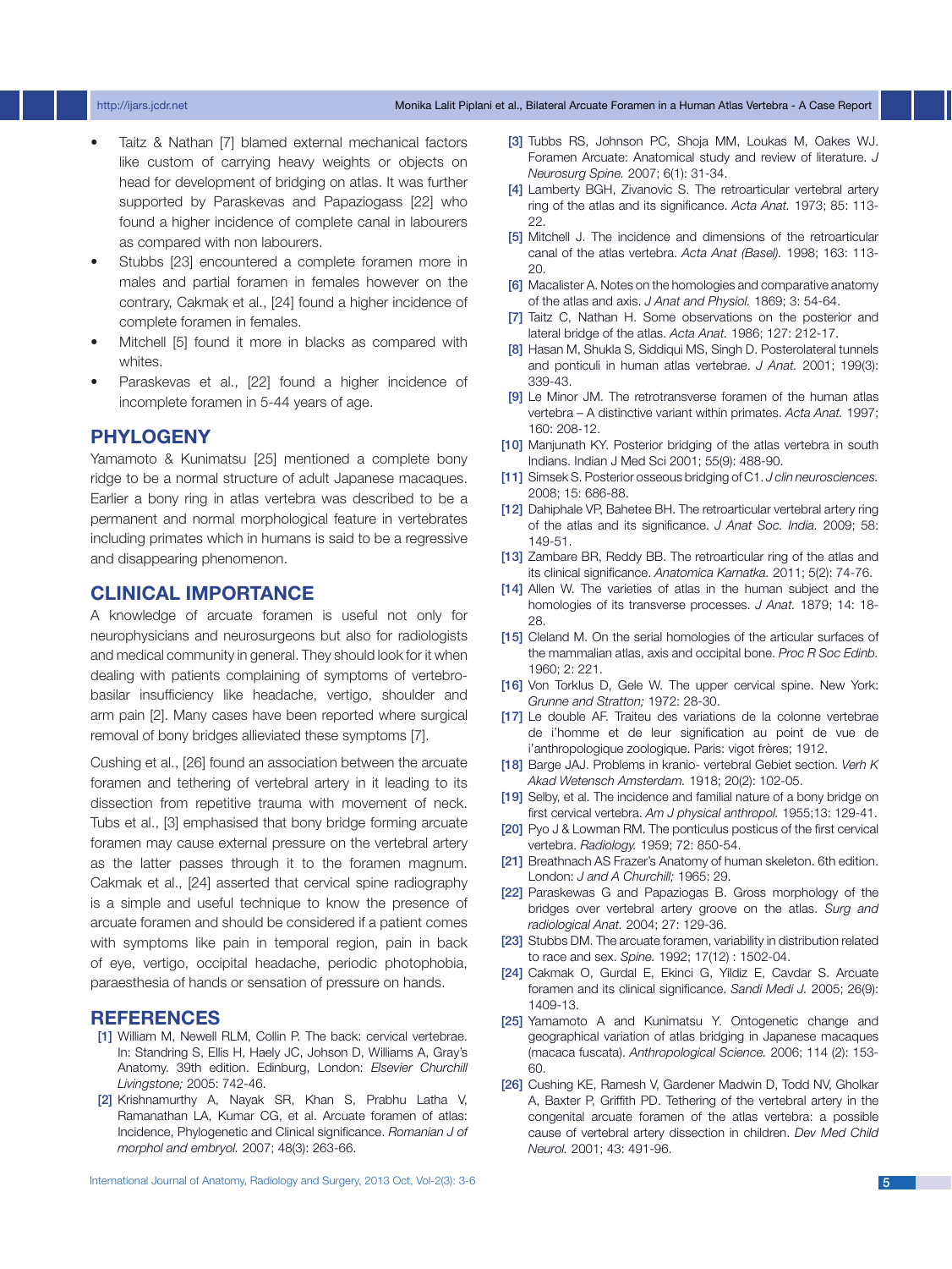- Taitz & Nathan [7] blamed external mechanical factors like custom of carrying heavy weights or objects on head for development of bridging on atlas. It was further supported by Paraskevas and Papaziogass [22] who found a higher incidence of complete canal in labourers as compared with non labourers.
- Stubbs [23] encountered a complete foramen more in males and partial foramen in females however on the contrary, Cakmak et al., [24] found a higher incidence of complete foramen in females.
- Mitchell [5] found it more in blacks as compared with whites.
- Paraskevas et al., [22] found a higher incidence of incomplete foramen in 5-44 years of age.

## PHYLOGENY

Yamamoto & Kunimatsu [25] mentioned a complete bony ridge to be a normal structure of adult Japanese macaques. Earlier a bony ring in atlas vertebra was described to be a permanent and normal morphological feature in vertebrates including primates which in humans is said to be a regressive and disappearing phenomenon.

## CLINICAL IMPORTANCE

A knowledge of arcuate foramen is useful not only for neurophysicians and neurosurgeons but also for radiologists and medical community in general. They should look for it when dealing with patients complaining of symptoms of vertebro-basilar insufficiency like headache, vertigo, shoulder and arm pain [2]. Many cases have been reported where surgical removal of bony bridges allieviated these symptoms [7].

Cushing et al., [26] found an association between the arcuate foramen and tethering of vertebral artery in it leading to its dissection from repetitive trauma with movement of neck. Tubs et al., [3] emphasised that bony bridge forming arcuate foramen may cause external pressure on the vertebral artery as the latter passes through it to the foramen magnum. Cakmak et al., [24] asserted that cervical spine radiography is a simple and useful technique to know the presence of arcuate foramen and should be considered if a patient comes with symptoms like pain in temporal region, pain in back of eye, vertigo, occipital headache, periodic photophobia, paraesthesia of hands or sensation of pressure on hands.

## REFERENCES

[1] William M, Newell RLM, Collin P. The back: cervical vertebrae. In: Standring S, Ellis H, Haely JC, Johson D, Williams A, Gray's Anatomy. 39th edition. Edinburg, London: *Elsevier Churchill Livingstone;* 2005: 742-46.

[2] Krishnamurthy A, Nayak SR, Khan S, Prabhu Latha V, Ramanathan LA, Kumar CG, et al. Arcuate foramen of atlas: Incidence, Phylogenetic and Clinical significance. *Romanian J of morphol and embryol.* 2007; 48(3): 263-66.

[3] Tubbs RS, Johnson PC, Shoja MM, Loukas M, Oakes WJ. Foramen Arcuate: Anatomical study and review of literature. *J Neurosurg Spine.* 2007; 6(1): 31-34.

[4] Lamberty BGH, Zivanovic S. The retroarticular vertebral artery ring of the atlas and its significance. *Acta Anat.* 1973; 85: 113-22.

[5] Mitchell J. The incidence and dimensions of the retroarticular canal of the atlas vertebra. *Acta Anat (Basel).* 1998; 163: 113-20.

[6] Macalister A. Notes on the homologies and comparative anatomy of the atlas and axis. *J Anat and Physiol.* 1869; 3: 54-64.

[7] Taitz C, Nathan H. Some observations on the posterior and lateral bridge of the atlas. *Acta Anat.* 1986; 127: 212-17.

[8] Hasan M, Shukla S, Siddiqui MS, Singh D. Posterolateral tunnels and ponticuli in human atlas vertebrae. *J Anat.* 2001; 199(3): 339-43.

[9] Le Minor JM. The retrotransverse foramen of the human atlas vertebra – A distinctive variant within primates. *Acta Anat.* 1997; 160: 208-12.

[10] Manjunath KY. Posterior bridging of the atlas vertebra in south Indians. Indian J Med Sci 2001; 55(9): 488-90.

[11] Simsek S. Posterior osseous bridging of C1. *J clin neurosciences.* 2008; 15: 686-88.

[12] Dahiphale VP, Bahetee BH. The retroarticular vertebral artery ring of the atlas and its significance. *J Anat Soc. India.* 2009; 58: 149-51.

[13] Zambare BR, Reddy BB. The retroarticular ring of the atlas and its clinical significance. *Anatomica Karnatka.* 2011; 5(2): 74-76.

[14] Allen W. The varieties of atlas in the human subject and the homologies of its transverse processes. *J Anat.* 1879; 14: 18-28.

[15] Cleland M. On the serial homologies of the articular surfaces of the mammalian atlas, axis and occipital bone. *Proc R Soc Edinb.* 1960; 2: 221.

[16] Von Torklus D, Gele W. The upper cervical spine. New York: *Grunne and Stratton;* 1972: 28-30.

[17] Le double AF. Traiteu des variations de la colonne vertebrae de i'homme et de leur signification au point de vue de i'anthropologique zoologique. Paris: vigot frères; 1912.

[18] Barge JAJ. Problems in kranio- vertebral Gebiet section. *Verh K Akad Wetensch Amsterdam.* 1918; 20(2): 102-05.

[19] Selby, et al. The incidence and familial nature of a bony bridge on first cervical vertebra. *Am J physical anthropol.* 1955;13: 129-41.

[20] Pyo J & Lowman RM. The ponticulus posticus of the first cervical vertebra. *Radiology.* 1959; 72: 850-54.

[21] Breathnach AS Frazer's Anatomy of human skeleton. 6th edition. London: *J and A Churchill;* 1965: 29.

[22] Paraskewas G and Papaziogas B. Gross morphology of the bridges over vertebral artery groove on the atlas. *Surg and radiological Anat.* 2004; 27: 129-36.

[23] Stubbs DM. The arcuate foramen, variability in distribution related to race and sex. *Spine.* 1992; 17(12) : 1502-04.

[24] Cakmak O, Gurdal E, Ekinci G, Yildiz E, Cavdar S. Arcuate foramen and its clinical significance. *Sandi Medi J.* 2005; 26(9): 1409-13.

[25] Yamamoto A and Kunimatsu Y. Ontogenetic change and geographical variation of atlas bridging in Japanese macaques (macaca fuscata). *Anthropological Science.* 2006; 114 (2): 153-60.

[26] Cushing KE, Ramesh V, Gardener Madwin D, Todd NV, Gholkar A, Baxter P, Griffith PD. Tethering of the vertebral artery in the congenital arcuate foramen of the atlas vertebra: a possible cause of vertebral artery dissection in children. *Dev Med Child Neurol.* 2001; 43: 491-96.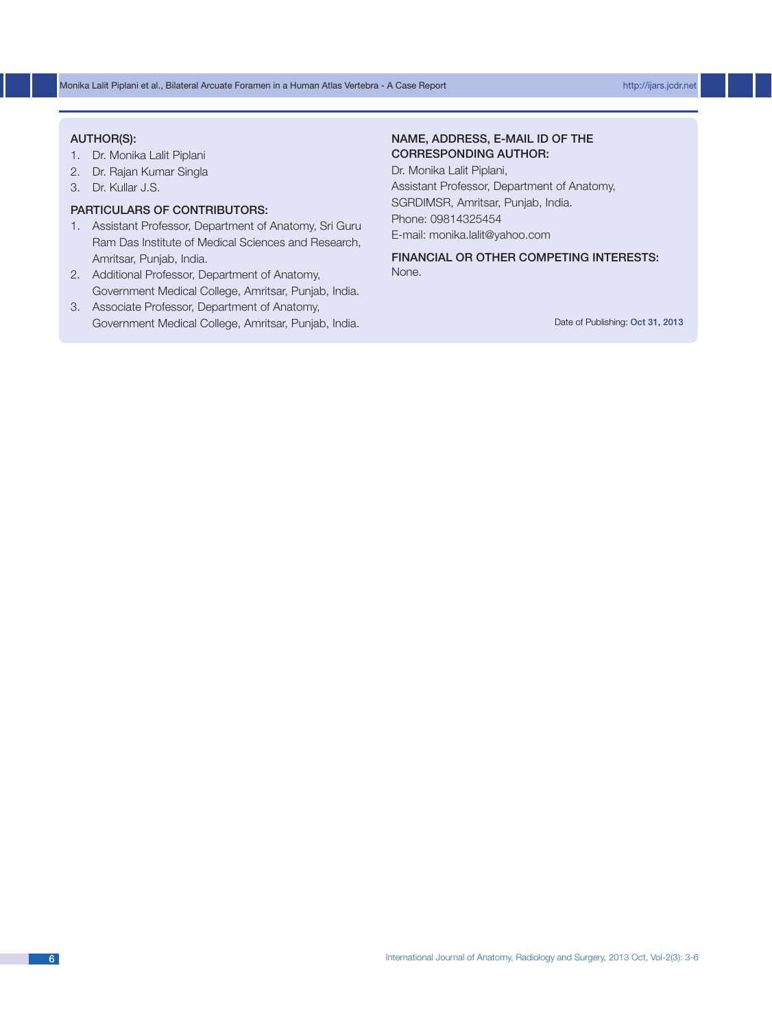**AUTHOR(S):**

1. Dr. Monika Lalit Piplani
2. Dr. Rajan Kumar Singla
3. Dr. Kullar J.S.

**PARTICULARS OF CONTRIBUTORS:**

1. Assistant Professor, Department of Anatomy, Sri Guru Ram Das Institute of Medical Sciences and Research, Amritsar, Punjab, India.
2. Additional Professor, Department of Anatomy, Government Medical College, Amritsar, Punjab, India.
3. Associate Professor, Department of Anatomy, Government Medical College, Amritsar, Punjab, India.

**NAME, ADDRESS, E-MAIL ID OF THE CORRESPONDING AUTHOR:**

Dr. Monika Lalit Piplani,
Assistant Professor, Department of Anatomy,
SGRDIMSR, Amritsar, Punjab, India.
Phone: 09814325454
E-mail: monika.lalit@yahoo.com

**FINANCIAL OR OTHER COMPETING INTERESTS:**
None.

Date of Publishing: Oct 31, 2013